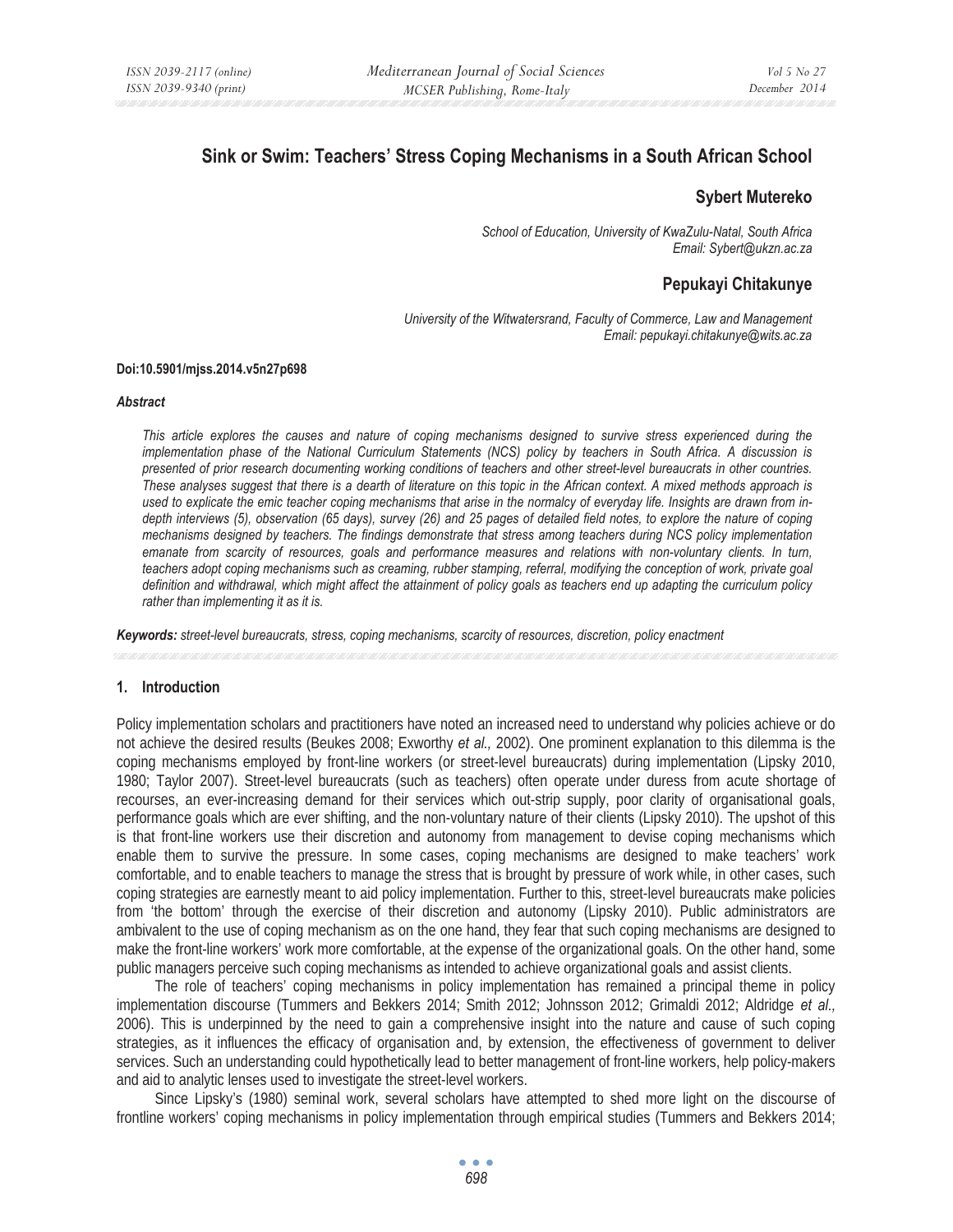# Sink or Swim: Teachers' Stress Coping Mechanisms in a South African School

**Sybert Mutereko**

*School of Education, University of KwaZulu-Natal, South Africa*
*Email: Sybert@ukzn.ac.za*

**Pepukayi Chitakunye**

*University of the Witwatersrand, Faculty of Commerce, Law and Management*
*Email: pepukayi.chitakunye@wits.ac.za*

**Doi:10.5901/mjss.2014.v5n27p698**

***Abstract***

*This article explores the causes and nature of coping mechanisms designed to survive stress experienced during the implementation phase of the National Curriculum Statements (NCS) policy by teachers in South Africa. A discussion is presented of prior research documenting working conditions of teachers and other street-level bureaucrats in other countries. These analyses suggest that there is a dearth of literature on this topic in the African context. A mixed methods approach is used to explicate the emic teacher coping mechanisms that arise in the normalcy of everyday life. Insights are drawn from in-depth interviews (5), observation (65 days), survey (26) and 25 pages of detailed field notes, to explore the nature of coping mechanisms designed by teachers. The findings demonstrate that stress among teachers during NCS policy implementation emanate from scarcity of resources, goals and performance measures and relations with non-voluntary clients. In turn, teachers adopt coping mechanisms such as creaming, rubber stamping, referral, modifying the conception of work, private goal definition and withdrawal, which might affect the attainment of policy goals as teachers end up adapting the curriculum policy rather than implementing it as it is.*

***Keywords:*** *street-level bureaucrats, stress, coping mechanisms, scarcity of resources, discretion, policy enactment*

## 1. Introduction

Policy implementation scholars and practitioners have noted an increased need to understand why policies achieve or do not achieve the desired results (Beukes 2008; Exworthy *et al.,* 2002). One prominent explanation to this dilemma is the coping mechanisms employed by front-line workers (or street-level bureaucrats) during implementation (Lipsky 2010, 1980; Taylor 2007). Street-level bureaucrats (such as teachers) often operate under duress from acute shortage of recourses, an ever-increasing demand for their services which out-strip supply, poor clarity of organisational goals, performance goals which are ever shifting, and the non-voluntary nature of their clients (Lipsky 2010). The upshot of this is that front-line workers use their discretion and autonomy from management to devise coping mechanisms which enable them to survive the pressure. In some cases, coping mechanisms are designed to make teachers' work comfortable, and to enable teachers to manage the stress that is brought by pressure of work while, in other cases, such coping strategies are earnestly meant to aid policy implementation. Further to this, street-level bureaucrats make policies from 'the bottom' through the exercise of their discretion and autonomy (Lipsky 2010). Public administrators are ambivalent to the use of coping mechanism as on the one hand, they fear that such coping mechanisms are designed to make the front-line workers' work more comfortable, at the expense of the organizational goals. On the other hand, some public managers perceive such coping mechanisms as intended to achieve organizational goals and assist clients.

The role of teachers' coping mechanisms in policy implementation has remained a principal theme in policy implementation discourse (Tummers and Bekkers 2014; Smith 2012; Johnsson 2012; Grimaldi 2012; Aldridge *et al.,* 2006). This is underpinned by the need to gain a comprehensive insight into the nature and cause of such coping strategies, as it influences the efficacy of organisation and, by extension, the effectiveness of government to deliver services. Such an understanding could hypothetically lead to better management of front-line workers, help policy-makers and aid to analytic lenses used to investigate the street-level workers.

Since Lipsky's (1980) seminal work, several scholars have attempted to shed more light on the discourse of frontline workers' coping mechanisms in policy implementation through empirical studies (Tummers and Bekkers 2014;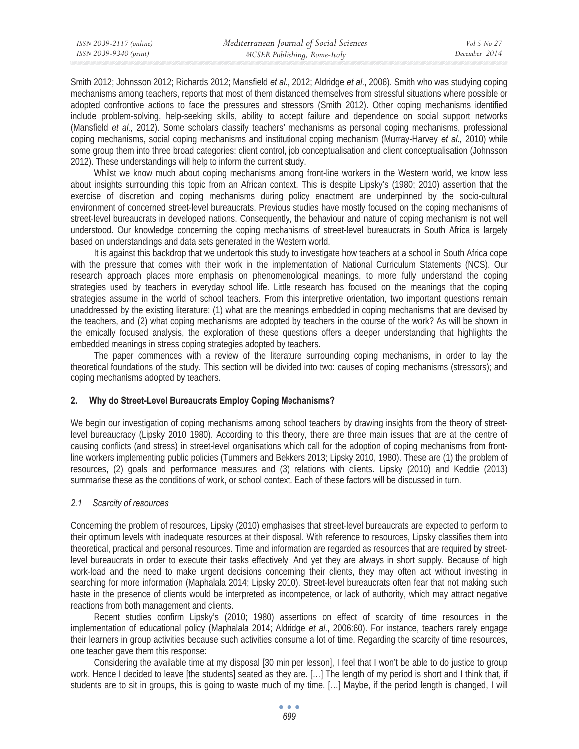Smith 2012; Johnsson 2012; Richards 2012; Mansfield *et al.,* 2012; Aldridge *et al*., 2006). Smith who was studying coping mechanisms among teachers, reports that most of them distanced themselves from stressful situations where possible or adopted confrontive actions to face the pressures and stressors (Smith 2012). Other coping mechanisms identified include problem-solving, help-seeking skills, ability to accept failure and dependence on social support networks (Mansfield *et al.,* 2012). Some scholars classify teachers' mechanisms as personal coping mechanisms, professional coping mechanisms, social coping mechanisms and institutional coping mechanism (Murray-Harvey *et al.,* 2010) while some group them into three broad categories: client control, job conceptualisation and client conceptualisation (Johnsson 2012). These understandings will help to inform the current study.

Whilst we know much about coping mechanisms among front-line workers in the Western world, we know less about insights surrounding this topic from an African context. This is despite Lipsky's (1980; 2010) assertion that the exercise of discretion and coping mechanisms during policy enactment are underpinned by the socio-cultural environment of concerned street-level bureaucrats. Previous studies have mostly focused on the coping mechanisms of street-level bureaucrats in developed nations. Consequently, the behaviour and nature of coping mechanism is not well understood. Our knowledge concerning the coping mechanisms of street-level bureaucrats in South Africa is largely based on understandings and data sets generated in the Western world.

It is against this backdrop that we undertook this study to investigate how teachers at a school in South Africa cope with the pressure that comes with their work in the implementation of National Curriculum Statements (NCS). Our research approach places more emphasis on phenomenological meanings, to more fully understand the coping strategies used by teachers in everyday school life. Little research has focused on the meanings that the coping strategies assume in the world of school teachers. From this interpretive orientation, two important questions remain unaddressed by the existing literature: (1) what are the meanings embedded in coping mechanisms that are devised by the teachers, and (2) what coping mechanisms are adopted by teachers in the course of the work? As will be shown in the emically focused analysis, the exploration of these questions offers a deeper understanding that highlights the embedded meanings in stress coping strategies adopted by teachers.

The paper commences with a review of the literature surrounding coping mechanisms, in order to lay the theoretical foundations of the study. This section will be divided into two: causes of coping mechanisms (stressors); and coping mechanisms adopted by teachers.

## 2. Why do Street-Level Bureaucrats Employ Coping Mechanisms?

We begin our investigation of coping mechanisms among school teachers by drawing insights from the theory of street-level bureaucracy (Lipsky 2010 1980). According to this theory, there are three main issues that are at the centre of causing conflicts (and stress) in street-level organisations which call for the adoption of coping mechanisms from front-line workers implementing public policies (Tummers and Bekkers 2013; Lipsky 2010, 1980). These are (1) the problem of resources, (2) goals and performance measures and (3) relations with clients. Lipsky (2010) and Keddie (2013) summarise these as the conditions of work, or school context. Each of these factors will be discussed in turn.

### *2.1 Scarcity of resources*

Concerning the problem of resources, Lipsky (2010) emphasises that street-level bureaucrats are expected to perform to their optimum levels with inadequate resources at their disposal. With reference to resources, Lipsky classifies them into theoretical, practical and personal resources. Time and information are regarded as resources that are required by street-level bureaucrats in order to execute their tasks effectively. And yet they are always in short supply. Because of high work-load and the need to make urgent decisions concerning their clients, they may often act without investing in searching for more information (Maphalala 2014; Lipsky 2010). Street-level bureaucrats often fear that not making such haste in the presence of clients would be interpreted as incompetence, or lack of authority, which may attract negative reactions from both management and clients.

Recent studies confirm Lipsky's (2010; 1980) assertions on effect of scarcity of time resources in the implementation of educational policy (Maphalala 2014; Aldridge *et al*., 2006:60). For instance, teachers rarely engage their learners in group activities because such activities consume a lot of time. Regarding the scarcity of time resources, one teacher gave them this response:

Considering the available time at my disposal [30 min per lesson], I feel that I won't be able to do justice to group work. Hence I decided to leave [the students] seated as they are. […] The length of my period is short and I think that, if students are to sit in groups, this is going to waste much of my time. […] Maybe, if the period length is changed, I will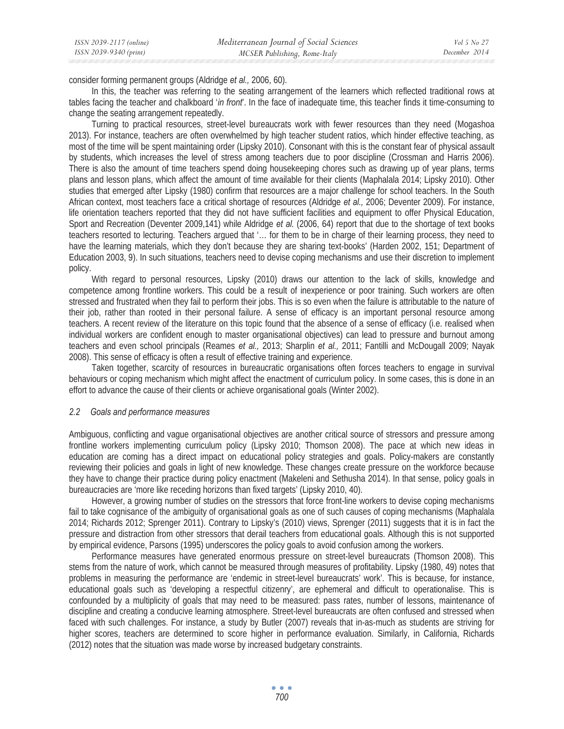consider forming permanent groups (Aldridge *et al.,* 2006, 60).

In this, the teacher was referring to the seating arrangement of the learners which reflected traditional rows at tables facing the teacher and chalkboard '*in front*'. In the face of inadequate time, this teacher finds it time-consuming to change the seating arrangement repeatedly.

Turning to practical resources, street-level bureaucrats work with fewer resources than they need (Mogashoa 2013). For instance, teachers are often overwhelmed by high teacher student ratios, which hinder effective teaching, as most of the time will be spent maintaining order (Lipsky 2010). Consonant with this is the constant fear of physical assault by students, which increases the level of stress among teachers due to poor discipline (Crossman and Harris 2006). There is also the amount of time teachers spend doing housekeeping chores such as drawing up of year plans, terms plans and lesson plans, which affect the amount of time available for their clients (Maphalala 2014; Lipsky 2010). Other studies that emerged after Lipsky (1980) confirm that resources are a major challenge for school teachers. In the South African context, most teachers face a critical shortage of resources (Aldridge *et al.,* 2006; Deventer 2009). For instance, life orientation teachers reported that they did not have sufficient facilities and equipment to offer Physical Education, Sport and Recreation (Deventer 2009,141) while Aldridge *et al.* (2006, 64) report that due to the shortage of text books teachers resorted to lecturing. Teachers argued that '… for them to be in charge of their learning process, they need to have the learning materials, which they don't because they are sharing text-books' (Harden 2002, 151; Department of Education 2003, 9). In such situations, teachers need to devise coping mechanisms and use their discretion to implement policy.

With regard to personal resources, Lipsky (2010) draws our attention to the lack of skills, knowledge and competence among frontline workers. This could be a result of inexperience or poor training. Such workers are often stressed and frustrated when they fail to perform their jobs. This is so even when the failure is attributable to the nature of their job, rather than rooted in their personal failure. A sense of efficacy is an important personal resource among teachers. A recent review of the literature on this topic found that the absence of a sense of efficacy (i.e. realised when individual workers are confident enough to master organisational objectives) can lead to pressure and burnout among teachers and even school principals (Reames *et al.,* 2013; Sharplin *et al.,* 2011; Fantilli and McDougall 2009; Nayak 2008). This sense of efficacy is often a result of effective training and experience.

Taken together, scarcity of resources in bureaucratic organisations often forces teachers to engage in survival behaviours or coping mechanism which might affect the enactment of curriculum policy. In some cases, this is done in an effort to advance the cause of their clients or achieve organisational goals (Winter 2002).

### *2.2 Goals and performance measures*

Ambiguous, conflicting and vague organisational objectives are another critical source of stressors and pressure among frontline workers implementing curriculum policy (Lipsky 2010; Thomson 2008). The pace at which new ideas in education are coming has a direct impact on educational policy strategies and goals. Policy-makers are constantly reviewing their policies and goals in light of new knowledge. These changes create pressure on the workforce because they have to change their practice during policy enactment (Makeleni and Sethusha 2014). In that sense, policy goals in bureaucracies are 'more like receding horizons than fixed targets' (Lipsky 2010, 40).

However, a growing number of studies on the stressors that force front-line workers to devise coping mechanisms fail to take cognisance of the ambiguity of organisational goals as one of such causes of coping mechanisms (Maphalala 2014; Richards 2012; Sprenger 2011). Contrary to Lipsky's (2010) views, Sprenger (2011) suggests that it is in fact the pressure and distraction from other stressors that derail teachers from educational goals. Although this is not supported by empirical evidence, Parsons (1995) underscores the policy goals to avoid confusion among the workers.

Performance measures have generated enormous pressure on street-level bureaucrats (Thomson 2008). This stems from the nature of work, which cannot be measured through measures of profitability. Lipsky (1980, 49) notes that problems in measuring the performance are 'endemic in street-level bureaucrats' work'. This is because, for instance, educational goals such as 'developing a respectful citizenry', are ephemeral and difficult to operationalise. This is confounded by a multiplicity of goals that may need to be measured: pass rates, number of lessons, maintenance of discipline and creating a conducive learning atmosphere. Street-level bureaucrats are often confused and stressed when faced with such challenges. For instance, a study by Butler (2007) reveals that in-as-much as students are striving for higher scores, teachers are determined to score higher in performance evaluation. Similarly, in California, Richards (2012) notes that the situation was made worse by increased budgetary constraints.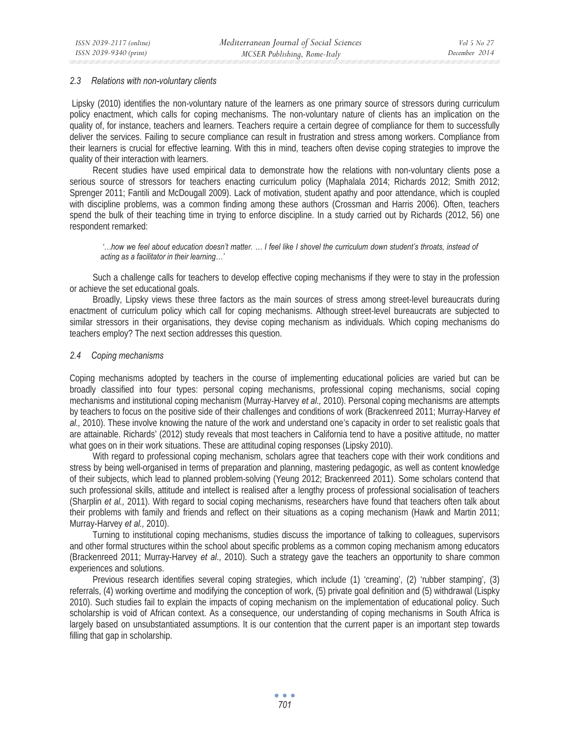### *2.3 Relations with non-voluntary clients*

Lipsky (2010) identifies the non-voluntary nature of the learners as one primary source of stressors during curriculum policy enactment, which calls for coping mechanisms. The non-voluntary nature of clients has an implication on the quality of, for instance, teachers and learners. Teachers require a certain degree of compliance for them to successfully deliver the services. Failing to secure compliance can result in frustration and stress among workers. Compliance from their learners is crucial for effective learning. With this in mind, teachers often devise coping strategies to improve the quality of their interaction with learners.

Recent studies have used empirical data to demonstrate how the relations with non-voluntary clients pose a serious source of stressors for teachers enacting curriculum policy (Maphalala 2014; Richards 2012; Smith 2012; Sprenger 2011; Fantili and McDougall 2009). Lack of motivation, student apathy and poor attendance, which is coupled with discipline problems, was a common finding among these authors (Crossman and Harris 2006). Often, teachers spend the bulk of their teaching time in trying to enforce discipline. In a study carried out by Richards (2012, 56) one respondent remarked:

> *'…how we feel about education doesn't matter. … I feel like I shovel the curriculum down student's throats, instead of acting as a facilitator in their learning…'*

Such a challenge calls for teachers to develop effective coping mechanisms if they were to stay in the profession or achieve the set educational goals.

Broadly, Lipsky views these three factors as the main sources of stress among street-level bureaucrats during enactment of curriculum policy which call for coping mechanisms. Although street-level bureaucrats are subjected to similar stressors in their organisations, they devise coping mechanism as individuals. Which coping mechanisms do teachers employ? The next section addresses this question.

### *2.4 Coping mechanisms*

Coping mechanisms adopted by teachers in the course of implementing educational policies are varied but can be broadly classified into four types: personal coping mechanisms, professional coping mechanisms, social coping mechanisms and institutional coping mechanism (Murray-Harvey *et al.,* 2010). Personal coping mechanisms are attempts by teachers to focus on the positive side of their challenges and conditions of work (Brackenreed 2011; Murray-Harvey *et al.,* 2010). These involve knowing the nature of the work and understand one's capacity in order to set realistic goals that are attainable. Richards' (2012) study reveals that most teachers in California tend to have a positive attitude, no matter what goes on in their work situations. These are attitudinal coping responses (Lipsky 2010).

With regard to professional coping mechanism, scholars agree that teachers cope with their work conditions and stress by being well-organised in terms of preparation and planning, mastering pedagogic, as well as content knowledge of their subjects, which lead to planned problem-solving (Yeung 2012; Brackenreed 2011). Some scholars contend that such professional skills, attitude and intellect is realised after a lengthy process of professional socialisation of teachers (Sharplin *et al.,* 2011). With regard to social coping mechanisms, researchers have found that teachers often talk about their problems with family and friends and reflect on their situations as a coping mechanism (Hawk and Martin 2011; Murray-Harvey *et al.,* 2010).

Turning to institutional coping mechanisms, studies discuss the importance of talking to colleagues, supervisors and other formal structures within the school about specific problems as a common coping mechanism among educators (Brackenreed 2011; Murray-Harvey *et al*., 2010). Such a strategy gave the teachers an opportunity to share common experiences and solutions.

Previous research identifies several coping strategies, which include (1) 'creaming', (2) 'rubber stamping', (3) referrals, (4) working overtime and modifying the conception of work, (5) private goal definition and (5) withdrawal (Lispky 2010). Such studies fail to explain the impacts of coping mechanism on the implementation of educational policy. Such scholarship is void of African context. As a consequence, our understanding of coping mechanisms in South Africa is largely based on unsubstantiated assumptions. It is our contention that the current paper is an important step towards filling that gap in scholarship.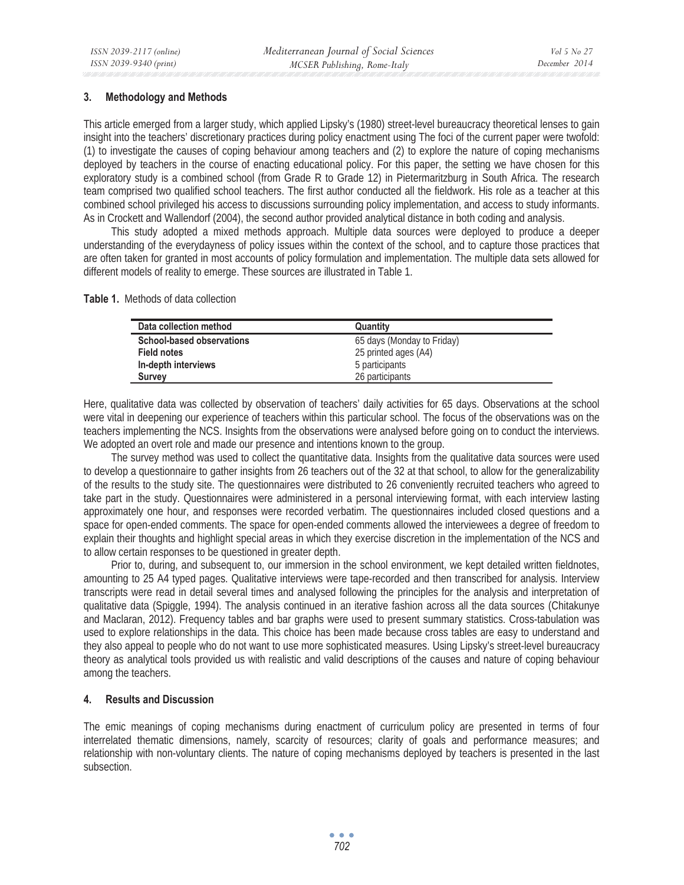## 3. Methodology and Methods

This article emerged from a larger study, which applied Lipsky's (1980) street-level bureaucracy theoretical lenses to gain insight into the teachers' discretionary practices during policy enactment using The foci of the current paper were twofold: (1) to investigate the causes of coping behaviour among teachers and (2) to explore the nature of coping mechanisms deployed by teachers in the course of enacting educational policy. For this paper, the setting we have chosen for this exploratory study is a combined school (from Grade R to Grade 12) in Pietermaritzburg in South Africa. The research team comprised two qualified school teachers. The first author conducted all the fieldwork. His role as a teacher at this combined school privileged his access to discussions surrounding policy implementation, and access to study informants. As in Crockett and Wallendorf (2004), the second author provided analytical distance in both coding and analysis.

This study adopted a mixed methods approach. Multiple data sources were deployed to produce a deeper understanding of the everydayness of policy issues within the context of the school, and to capture those practices that are often taken for granted in most accounts of policy formulation and implementation. The multiple data sets allowed for different models of reality to emerge. These sources are illustrated in Table 1.

**Table 1.** Methods of data collection

| Data collection method | Quantity |
|---|---|
| **School-based observations** | 65 days (Monday to Friday) |
| **Field notes** | 25 printed ages (A4) |
| **In-depth interviews** | 5 participants |
| **Survey** | 26 participants |

Here, qualitative data was collected by observation of teachers' daily activities for 65 days. Observations at the school were vital in deepening our experience of teachers within this particular school. The focus of the observations was on the teachers implementing the NCS. Insights from the observations were analysed before going on to conduct the interviews. We adopted an overt role and made our presence and intentions known to the group.

The survey method was used to collect the quantitative data. Insights from the qualitative data sources were used to develop a questionnaire to gather insights from 26 teachers out of the 32 at that school, to allow for the generalizability of the results to the study site. The questionnaires were distributed to 26 conveniently recruited teachers who agreed to take part in the study. Questionnaires were administered in a personal interviewing format, with each interview lasting approximately one hour, and responses were recorded verbatim. The questionnaires included closed questions and a space for open-ended comments. The space for open-ended comments allowed the interviewees a degree of freedom to explain their thoughts and highlight special areas in which they exercise discretion in the implementation of the NCS and to allow certain responses to be questioned in greater depth.

Prior to, during, and subsequent to, our immersion in the school environment, we kept detailed written fieldnotes, amounting to 25 A4 typed pages. Qualitative interviews were tape-recorded and then transcribed for analysis. Interview transcripts were read in detail several times and analysed following the principles for the analysis and interpretation of qualitative data (Spiggle, 1994). The analysis continued in an iterative fashion across all the data sources (Chitakunye and Maclaran, 2012). Frequency tables and bar graphs were used to present summary statistics. Cross-tabulation was used to explore relationships in the data. This choice has been made because cross tables are easy to understand and they also appeal to people who do not want to use more sophisticated measures. Using Lipsky's street-level bureaucracy theory as analytical tools provided us with realistic and valid descriptions of the causes and nature of coping behaviour among the teachers.

## 4. Results and Discussion

The emic meanings of coping mechanisms during enactment of curriculum policy are presented in terms of four interrelated thematic dimensions, namely, scarcity of resources; clarity of goals and performance measures; and relationship with non-voluntary clients. The nature of coping mechanisms deployed by teachers is presented in the last subsection.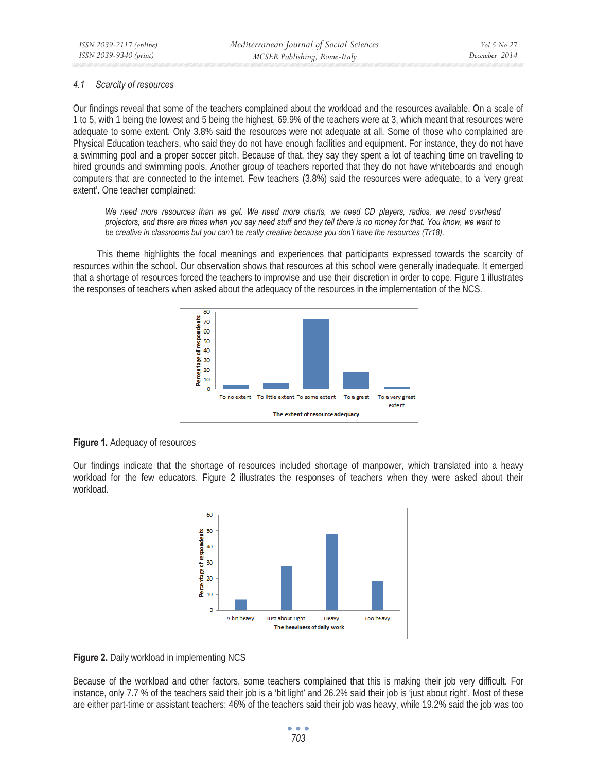### 4.1 Scarcity of resources

Our findings reveal that some of the teachers complained about the workload and the resources available. On a scale of 1 to 5, with 1 being the lowest and 5 being the highest, 69.9% of the teachers were at 3, which meant that resources were adequate to some extent. Only 3.8% said the resources were not adequate at all. Some of those who complained are Physical Education teachers, who said they do not have enough facilities and equipment. For instance, they do not have a swimming pool and a proper soccer pitch. Because of that, they say they spent a lot of teaching time on travelling to hired grounds and swimming pools. Another group of teachers reported that they do not have whiteboards and enough computers that are connected to the internet. Few teachers (3.8%) said the resources were adequate, to a 'very great extent'. One teacher complained:

> *We need more resources than we get. We need more charts, we need CD players, radios, we need overhead projectors, and there are times when you say need stuff and they tell there is no money for that. You know, we want to be creative in classrooms but you can't be really creative because you don't have the resources (Tr18).*

This theme highlights the focal meanings and experiences that participants expressed towards the scarcity of resources within the school. Our observation shows that resources at this school were generally inadequate. It emerged that a shortage of resources forced the teachers to improvise and use their discretion in order to cope. Figure 1 illustrates the responses of teachers when asked about the adequacy of the resources in the implementation of the NCS.

**Figure 1.** Adequacy of resources

Our findings indicate that the shortage of resources included shortage of manpower, which translated into a heavy workload for the few educators. Figure 2 illustrates the responses of teachers when they were asked about their workload.

**Figure 2.** Daily workload in implementing NCS

Because of the workload and other factors, some teachers complained that this is making their job very difficult. For instance, only 7.7 % of the teachers said their job is a 'bit light' and 26.2% said their job is 'just about right'. Most of these are either part-time or assistant teachers; 46% of the teachers said their job was heavy, while 19.2% said the job was too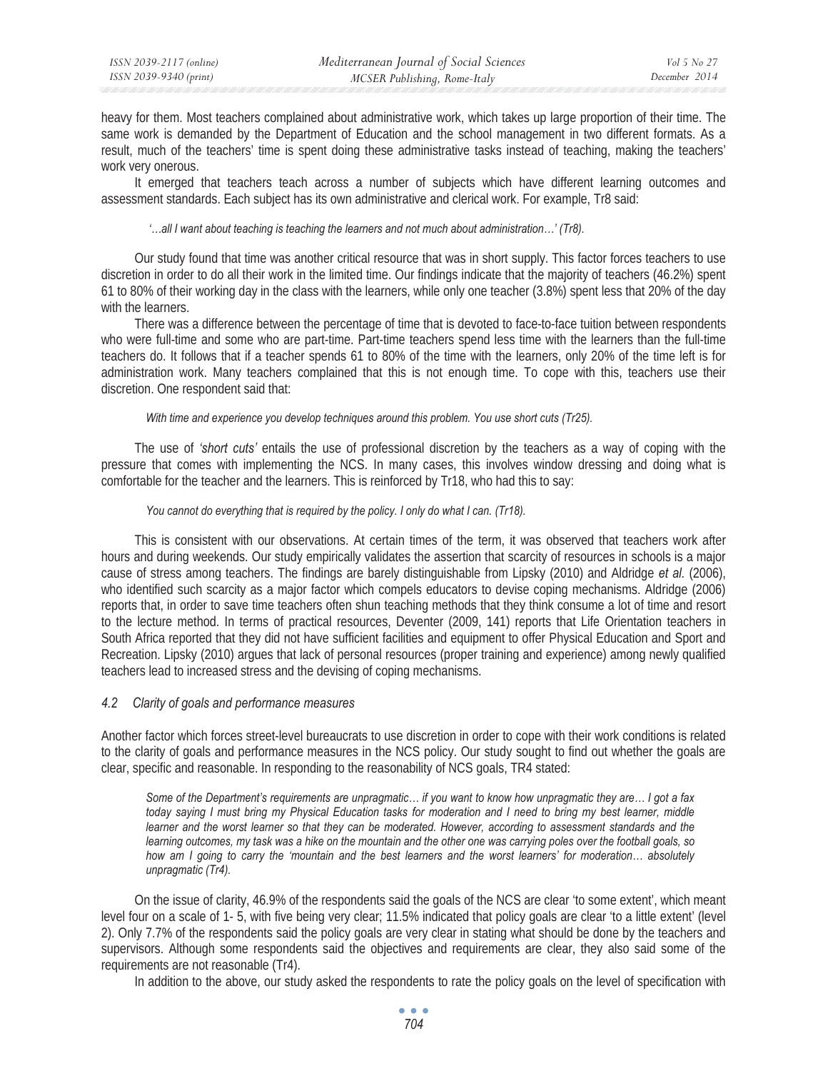heavy for them. Most teachers complained about administrative work, which takes up large proportion of their time. The same work is demanded by the Department of Education and the school management in two different formats. As a result, much of the teachers' time is spent doing these administrative tasks instead of teaching, making the teachers' work very onerous.

It emerged that teachers teach across a number of subjects which have different learning outcomes and assessment standards. Each subject has its own administrative and clerical work. For example, Tr8 said:

> *'…all I want about teaching is teaching the learners and not much about administration…' (Tr8).*

Our study found that time was another critical resource that was in short supply. This factor forces teachers to use discretion in order to do all their work in the limited time. Our findings indicate that the majority of teachers (46.2%) spent 61 to 80% of their working day in the class with the learners, while only one teacher (3.8%) spent less that 20% of the day with the learners.

There was a difference between the percentage of time that is devoted to face-to-face tuition between respondents who were full-time and some who are part-time. Part-time teachers spend less time with the learners than the full-time teachers do. It follows that if a teacher spends 61 to 80% of the time with the learners, only 20% of the time left is for administration work. Many teachers complained that this is not enough time. To cope with this, teachers use their discretion. One respondent said that:

> *With time and experience you develop techniques around this problem. You use short cuts (Tr25).*

The use of *'short cuts'* entails the use of professional discretion by the teachers as a way of coping with the pressure that comes with implementing the NCS. In many cases, this involves window dressing and doing what is comfortable for the teacher and the learners. This is reinforced by Tr18, who had this to say:

> *You cannot do everything that is required by the policy. I only do what I can. (Tr18).*

This is consistent with our observations. At certain times of the term, it was observed that teachers work after hours and during weekends. Our study empirically validates the assertion that scarcity of resources in schools is a major cause of stress among teachers. The findings are barely distinguishable from Lipsky (2010) and Aldridge *et al.* (2006), who identified such scarcity as a major factor which compels educators to devise coping mechanisms. Aldridge (2006) reports that, in order to save time teachers often shun teaching methods that they think consume a lot of time and resort to the lecture method. In terms of practical resources, Deventer (2009, 141) reports that Life Orientation teachers in South Africa reported that they did not have sufficient facilities and equipment to offer Physical Education and Sport and Recreation. Lipsky (2010) argues that lack of personal resources (proper training and experience) among newly qualified teachers lead to increased stress and the devising of coping mechanisms.

### *4.2 Clarity of goals and performance measures*

Another factor which forces street-level bureaucrats to use discretion in order to cope with their work conditions is related to the clarity of goals and performance measures in the NCS policy. Our study sought to find out whether the goals are clear, specific and reasonable. In responding to the reasonability of NCS goals, TR4 stated:

> *Some of the Department's requirements are unpragmatic… if you want to know how unpragmatic they are… I got a fax today saying I must bring my Physical Education tasks for moderation and I need to bring my best learner, middle learner and the worst learner so that they can be moderated. However, according to assessment standards and the learning outcomes, my task was a hike on the mountain and the other one was carrying poles over the football goals, so how am I going to carry the 'mountain and the best learners and the worst learners' for moderation… absolutely unpragmatic (Tr4).*

On the issue of clarity, 46.9% of the respondents said the goals of the NCS are clear 'to some extent', which meant level four on a scale of 1- 5, with five being very clear; 11.5% indicated that policy goals are clear 'to a little extent' (level 2). Only 7.7% of the respondents said the policy goals are very clear in stating what should be done by the teachers and supervisors. Although some respondents said the objectives and requirements are clear, they also said some of the requirements are not reasonable (Tr4).

In addition to the above, our study asked the respondents to rate the policy goals on the level of specification with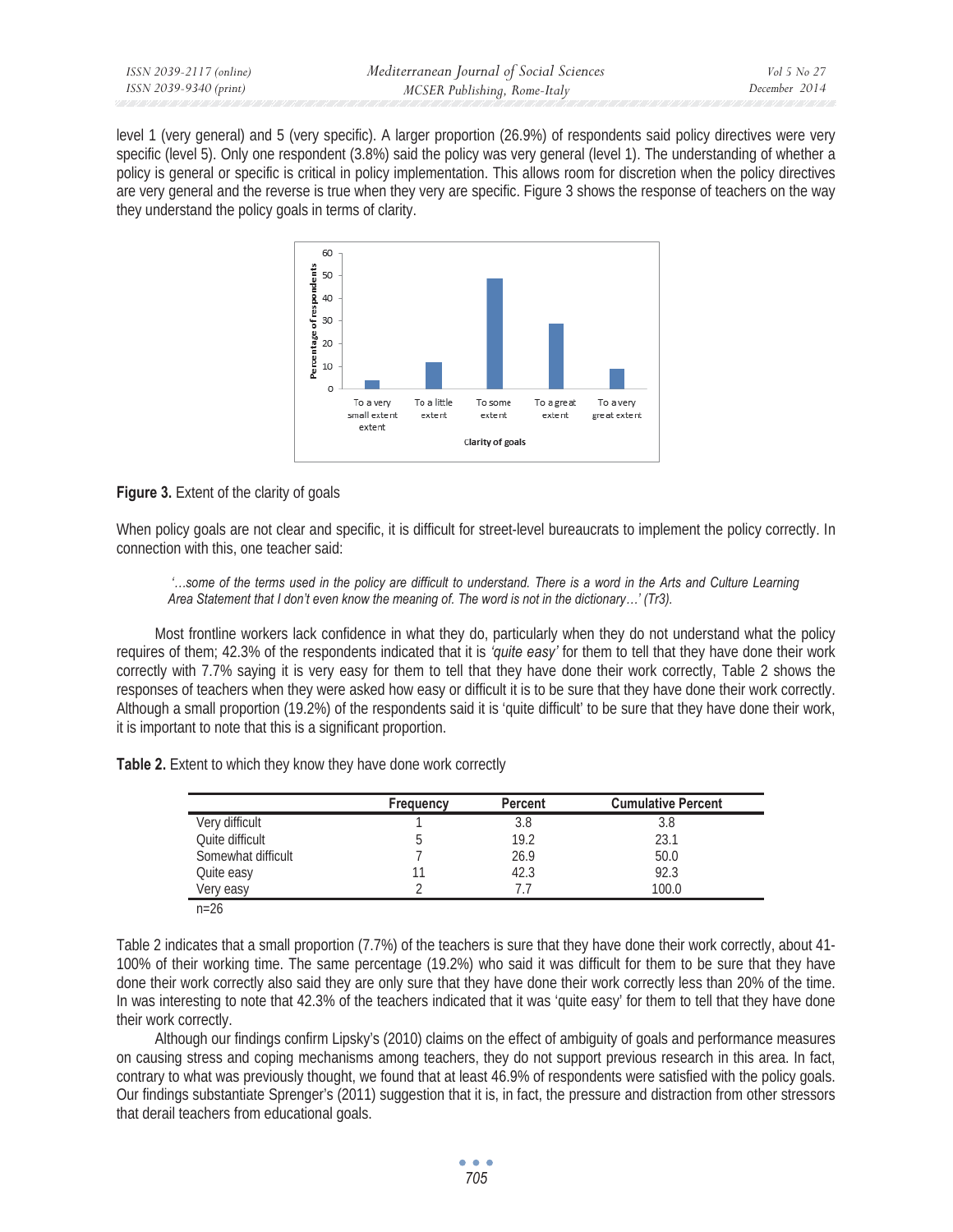level 1 (very general) and 5 (very specific). A larger proportion (26.9%) of respondents said policy directives were very specific (level 5). Only one respondent (3.8%) said the policy was very general (level 1). The understanding of whether a policy is general or specific is critical in policy implementation. This allows room for discretion when the policy directives are very general and the reverse is true when they very are specific. Figure 3 shows the response of teachers on the way they understand the policy goals in terms of clarity.

**Figure 3.** Extent of the clarity of goals

When policy goals are not clear and specific, it is difficult for street-level bureaucrats to implement the policy correctly. In connection with this, one teacher said:

> *'…some of the terms used in the policy are difficult to understand. There is a word in the Arts and Culture Learning Area Statement that I don't even know the meaning of. The word is not in the dictionary…' (Tr3).*

Most frontline workers lack confidence in what they do, particularly when they do not understand what the policy requires of them; 42.3% of the respondents indicated that it is *'quite easy'* for them to tell that they have done their work correctly with 7.7% saying it is very easy for them to tell that they have done their work correctly, Table 2 shows the responses of teachers when they were asked how easy or difficult it is to be sure that they have done their work correctly. Although a small proportion (19.2%) of the respondents said it is 'quite difficult' to be sure that they have done their work, it is important to note that this is a significant proportion.

**Table 2.** Extent to which they know they have done work correctly

| | Frequency | Percent | Cumulative Percent |
|---|---|---|---|
| Very difficult | 1 | 3.8 | 3.8 |
| Quite difficult | 5 | 19.2 | 23.1 |
| Somewhat difficult | 7 | 26.9 | 50.0 |
| Quite easy | 11 | 42.3 | 92.3 |
| Very easy | 2 | 7.7 | 100.0 |

n=26

Table 2 indicates that a small proportion (7.7%) of the teachers is sure that they have done their work correctly, about 41-100% of their working time. The same percentage (19.2%) who said it was difficult for them to be sure that they have done their work correctly also said they are only sure that they have done their work correctly less than 20% of the time. In was interesting to note that 42.3% of the teachers indicated that it was 'quite easy' for them to tell that they have done their work correctly.

Although our findings confirm Lipsky's (2010) claims on the effect of ambiguity of goals and performance measures on causing stress and coping mechanisms among teachers, they do not support previous research in this area. In fact, contrary to what was previously thought, we found that at least 46.9% of respondents were satisfied with the policy goals. Our findings substantiate Sprenger's (2011) suggestion that it is, in fact, the pressure and distraction from other stressors that derail teachers from educational goals.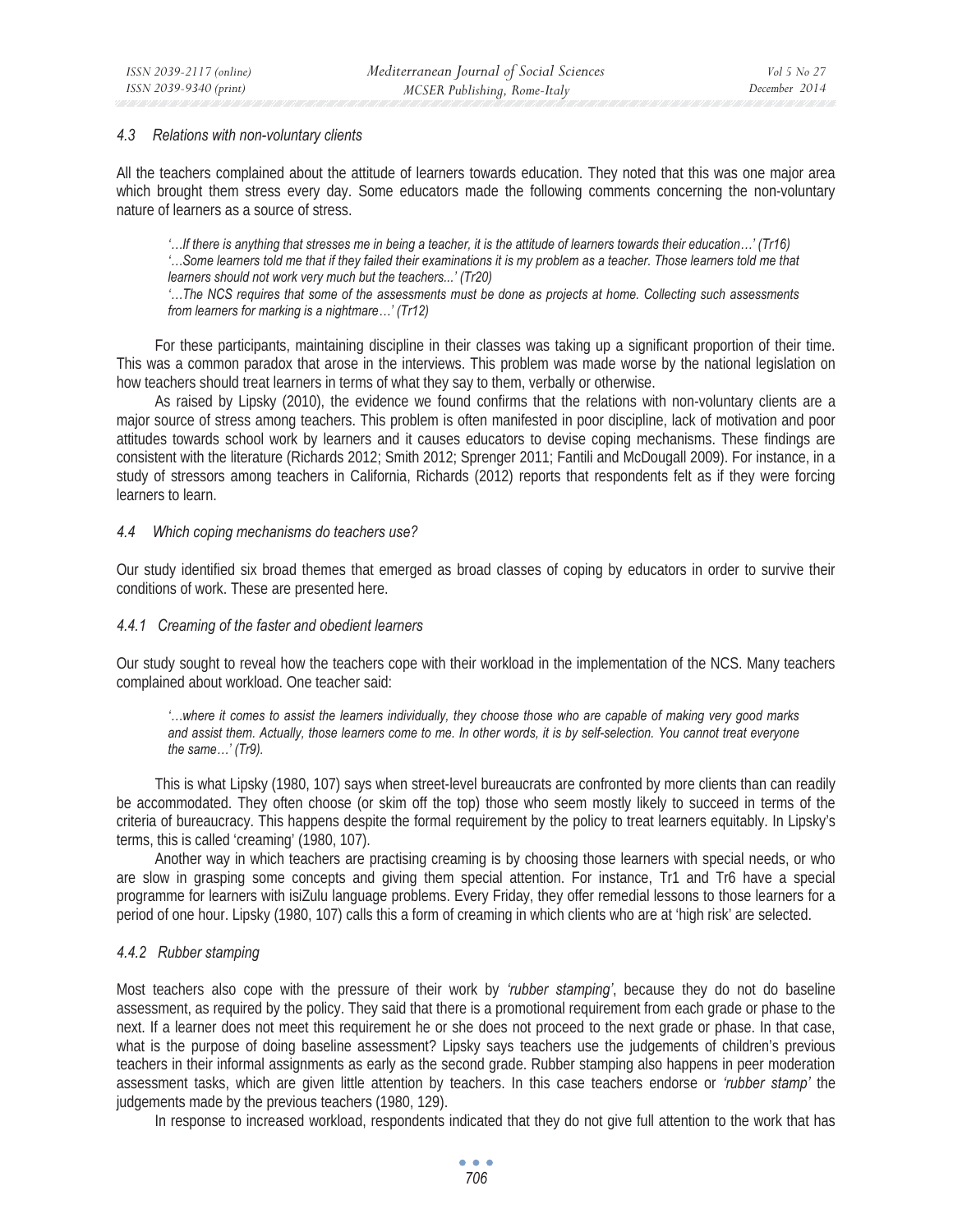### *4.3 Relations with non-voluntary clients*

All the teachers complained about the attitude of learners towards education. They noted that this was one major area which brought them stress every day. Some educators made the following comments concerning the non-voluntary nature of learners as a source of stress.

> *'…If there is anything that stresses me in being a teacher, it is the attitude of learners towards their education…' (Tr16)*
> *'…Some learners told me that if they failed their examinations it is my problem as a teacher. Those learners told me that learners should not work very much but the teachers...' (Tr20)*
> *'…The NCS requires that some of the assessments must be done as projects at home. Collecting such assessments from learners for marking is a nightmare…' (Tr12)*

For these participants, maintaining discipline in their classes was taking up a significant proportion of their time. This was a common paradox that arose in the interviews. This problem was made worse by the national legislation on how teachers should treat learners in terms of what they say to them, verbally or otherwise.

As raised by Lipsky (2010), the evidence we found confirms that the relations with non-voluntary clients are a major source of stress among teachers. This problem is often manifested in poor discipline, lack of motivation and poor attitudes towards school work by learners and it causes educators to devise coping mechanisms. These findings are consistent with the literature (Richards 2012; Smith 2012; Sprenger 2011; Fantili and McDougall 2009). For instance, in a study of stressors among teachers in California, Richards (2012) reports that respondents felt as if they were forcing learners to learn.

### *4.4 Which coping mechanisms do teachers use?*

Our study identified six broad themes that emerged as broad classes of coping by educators in order to survive their conditions of work. These are presented here.

#### *4.4.1 Creaming of the faster and obedient learners*

Our study sought to reveal how the teachers cope with their workload in the implementation of the NCS. Many teachers complained about workload. One teacher said:

> *'…where it comes to assist the learners individually, they choose those who are capable of making very good marks and assist them. Actually, those learners come to me. In other words, it is by self-selection. You cannot treat everyone the same…' (Tr9).*

This is what Lipsky (1980, 107) says when street-level bureaucrats are confronted by more clients than can readily be accommodated. They often choose (or skim off the top) those who seem mostly likely to succeed in terms of the criteria of bureaucracy. This happens despite the formal requirement by the policy to treat learners equitably. In Lipsky's terms, this is called 'creaming' (1980, 107).

Another way in which teachers are practising creaming is by choosing those learners with special needs, or who are slow in grasping some concepts and giving them special attention. For instance, Tr1 and Tr6 have a special programme for learners with isiZulu language problems. Every Friday, they offer remedial lessons to those learners for a period of one hour. Lipsky (1980, 107) calls this a form of creaming in which clients who are at 'high risk' are selected.

#### *4.4.2 Rubber stamping*

Most teachers also cope with the pressure of their work by *'rubber stamping'*, because they do not do baseline assessment, as required by the policy. They said that there is a promotional requirement from each grade or phase to the next. If a learner does not meet this requirement he or she does not proceed to the next grade or phase. In that case, what is the purpose of doing baseline assessment? Lipsky says teachers use the judgements of children's previous teachers in their informal assignments as early as the second grade. Rubber stamping also happens in peer moderation assessment tasks, which are given little attention by teachers. In this case teachers endorse or *'rubber stamp'* the judgements made by the previous teachers (1980, 129).

In response to increased workload, respondents indicated that they do not give full attention to the work that has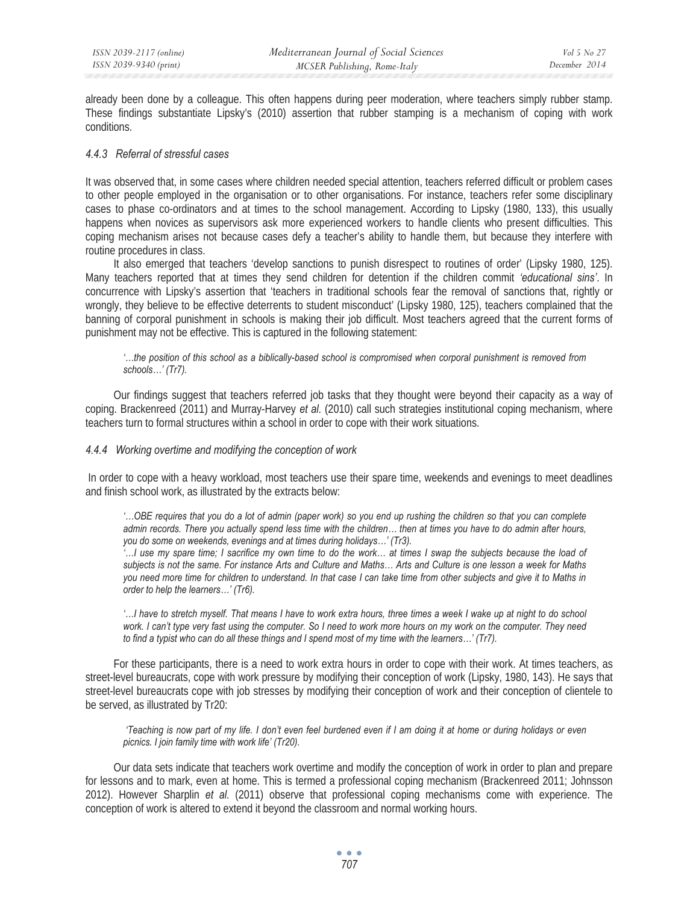already been done by a colleague. This often happens during peer moderation, where teachers simply rubber stamp. These findings substantiate Lipsky's (2010) assertion that rubber stamping is a mechanism of coping with work conditions.

#### *4.4.3 Referral of stressful cases*

It was observed that, in some cases where children needed special attention, teachers referred difficult or problem cases to other people employed in the organisation or to other organisations. For instance, teachers refer some disciplinary cases to phase co-ordinators and at times to the school management. According to Lipsky (1980, 133), this usually happens when novices as supervisors ask more experienced workers to handle clients who present difficulties. This coping mechanism arises not because cases defy a teacher's ability to handle them, but because they interfere with routine procedures in class.

It also emerged that teachers 'develop sanctions to punish disrespect to routines of order' (Lipsky 1980, 125). Many teachers reported that at times they send children for detention if the children commit *'educational sins'*. In concurrence with Lipsky's assertion that 'teachers in traditional schools fear the removal of sanctions that, rightly or wrongly, they believe to be effective deterrents to student misconduct' (Lipsky 1980, 125), teachers complained that the banning of corporal punishment in schools is making their job difficult. Most teachers agreed that the current forms of punishment may not be effective. This is captured in the following statement:

> *'…the position of this school as a biblically-based school is compromised when corporal punishment is removed from schools…' (Tr7).*

Our findings suggest that teachers referred job tasks that they thought were beyond their capacity as a way of coping. Brackenreed (2011) and Murray-Harvey *et al.* (2010) call such strategies institutional coping mechanism, where teachers turn to formal structures within a school in order to cope with their work situations.

#### *4.4.4 Working overtime and modifying the conception of work*

In order to cope with a heavy workload, most teachers use their spare time, weekends and evenings to meet deadlines and finish school work, as illustrated by the extracts below:

> *'…OBE requires that you do a lot of admin (paper work) so you end up rushing the children so that you can complete admin records. There you actually spend less time with the children… then at times you have to do admin after hours, you do some on weekends, evenings and at times during holidays…' (Tr3).*
>
> *'…I use my spare time; I sacrifice my own time to do the work… at times I swap the subjects because the load of subjects is not the same. For instance Arts and Culture and Maths… Arts and Culture is one lesson a week for Maths you need more time for children to understand. In that case I can take time from other subjects and give it to Maths in order to help the learners…' (Tr6).*
>
> *'…I have to stretch myself. That means I have to work extra hours, three times a week I wake up at night to do school work. I can't type very fast using the computer. So I need to work more hours on my work on the computer. They need to find a typist who can do all these things and I spend most of my time with the learners…' (Tr7).*

For these participants, there is a need to work extra hours in order to cope with their work. At times teachers, as street-level bureaucrats, cope with work pressure by modifying their conception of work (Lipsky, 1980, 143). He says that street-level bureaucrats cope with job stresses by modifying their conception of work and their conception of clientele to be served, as illustrated by Tr20:

> *'Teaching is now part of my life. I don't even feel burdened even if I am doing it at home or during holidays or even picnics. I join family time with work life' (Tr20).*

Our data sets indicate that teachers work overtime and modify the conception of work in order to plan and prepare for lessons and to mark, even at home. This is termed a professional coping mechanism (Brackenreed 2011; Johnsson 2012). However Sharplin *et al.* (2011) observe that professional coping mechanisms come with experience. The conception of work is altered to extend it beyond the classroom and normal working hours.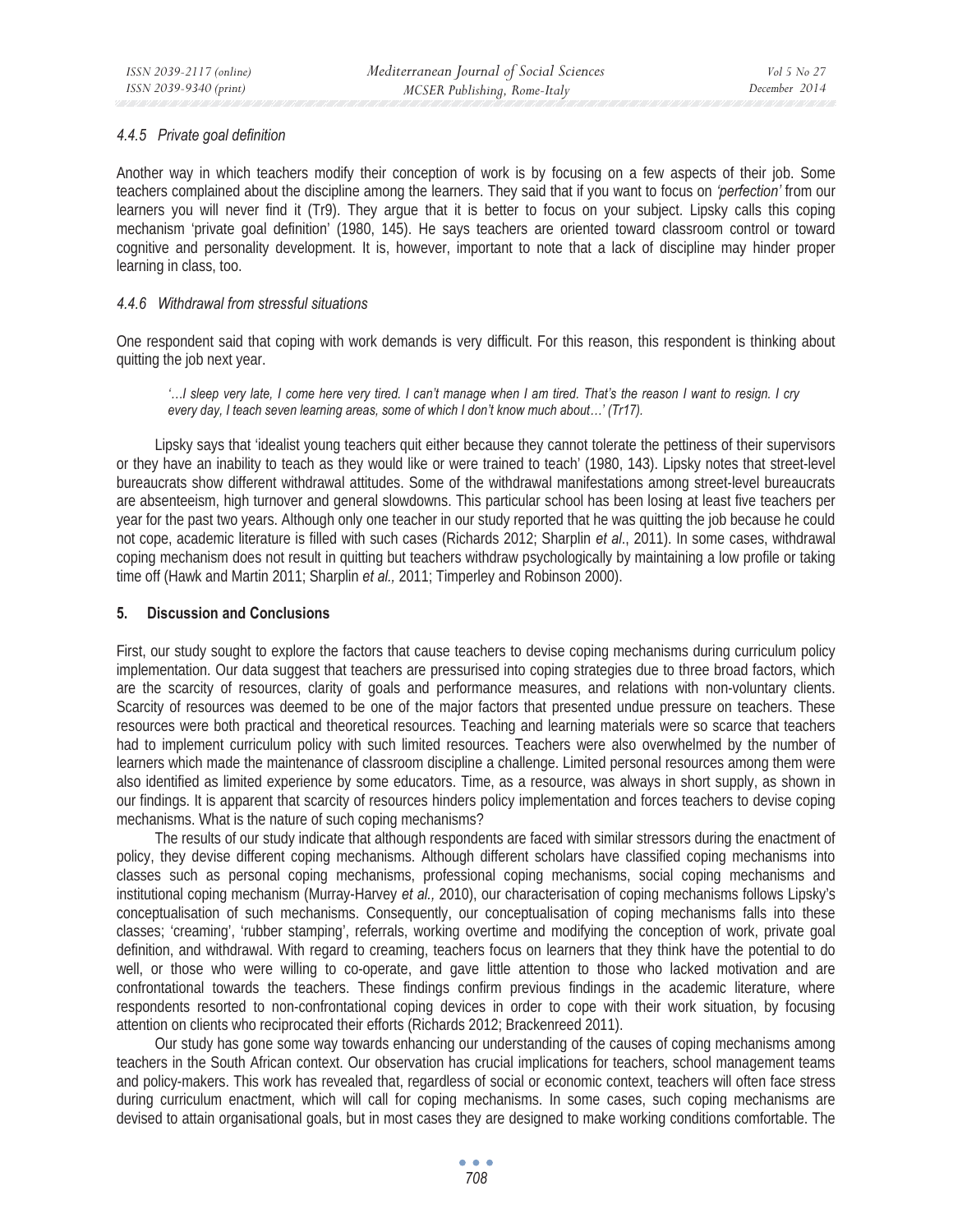#### *4.4.5 Private goal definition*

Another way in which teachers modify their conception of work is by focusing on a few aspects of their job. Some teachers complained about the discipline among the learners. They said that if you want to focus on *'perfection'* from our learners you will never find it (Tr9). They argue that it is better to focus on your subject. Lipsky calls this coping mechanism 'private goal definition' (1980, 145). He says teachers are oriented toward classroom control or toward cognitive and personality development. It is, however, important to note that a lack of discipline may hinder proper learning in class, too.

#### *4.4.6 Withdrawal from stressful situations*

One respondent said that coping with work demands is very difficult. For this reason, this respondent is thinking about quitting the job next year.

> *'…I sleep very late, I come here very tired. I can't manage when I am tired. That's the reason I want to resign. I cry every day, I teach seven learning areas, some of which I don't know much about…' (Tr17).*

Lipsky says that 'idealist young teachers quit either because they cannot tolerate the pettiness of their supervisors or they have an inability to teach as they would like or were trained to teach' (1980, 143). Lipsky notes that street-level bureaucrats show different withdrawal attitudes. Some of the withdrawal manifestations among street-level bureaucrats are absenteeism, high turnover and general slowdowns. This particular school has been losing at least five teachers per year for the past two years. Although only one teacher in our study reported that he was quitting the job because he could not cope, academic literature is filled with such cases (Richards 2012; Sharplin *et al*., 2011). In some cases, withdrawal coping mechanism does not result in quitting but teachers withdraw psychologically by maintaining a low profile or taking time off (Hawk and Martin 2011; Sharplin *et al.,* 2011; Timperley and Robinson 2000).

## 5. Discussion and Conclusions

First, our study sought to explore the factors that cause teachers to devise coping mechanisms during curriculum policy implementation. Our data suggest that teachers are pressurised into coping strategies due to three broad factors, which are the scarcity of resources, clarity of goals and performance measures, and relations with non-voluntary clients. Scarcity of resources was deemed to be one of the major factors that presented undue pressure on teachers. These resources were both practical and theoretical resources. Teaching and learning materials were so scarce that teachers had to implement curriculum policy with such limited resources. Teachers were also overwhelmed by the number of learners which made the maintenance of classroom discipline a challenge. Limited personal resources among them were also identified as limited experience by some educators. Time, as a resource, was always in short supply, as shown in our findings. It is apparent that scarcity of resources hinders policy implementation and forces teachers to devise coping mechanisms. What is the nature of such coping mechanisms?

The results of our study indicate that although respondents are faced with similar stressors during the enactment of policy, they devise different coping mechanisms. Although different scholars have classified coping mechanisms into classes such as personal coping mechanisms, professional coping mechanisms, social coping mechanisms and institutional coping mechanism (Murray-Harvey *et al.,* 2010), our characterisation of coping mechanisms follows Lipsky's conceptualisation of such mechanisms. Consequently, our conceptualisation of coping mechanisms falls into these classes; 'creaming', 'rubber stamping', referrals, working overtime and modifying the conception of work, private goal definition, and withdrawal. With regard to creaming, teachers focus on learners that they think have the potential to do well, or those who were willing to co-operate, and gave little attention to those who lacked motivation and are confrontational towards the teachers. These findings confirm previous findings in the academic literature, where respondents resorted to non-confrontational coping devices in order to cope with their work situation, by focusing attention on clients who reciprocated their efforts (Richards 2012; Brackenreed 2011).

Our study has gone some way towards enhancing our understanding of the causes of coping mechanisms among teachers in the South African context. Our observation has crucial implications for teachers, school management teams and policy-makers. This work has revealed that, regardless of social or economic context, teachers will often face stress during curriculum enactment, which will call for coping mechanisms. In some cases, such coping mechanisms are devised to attain organisational goals, but in most cases they are designed to make working conditions comfortable. The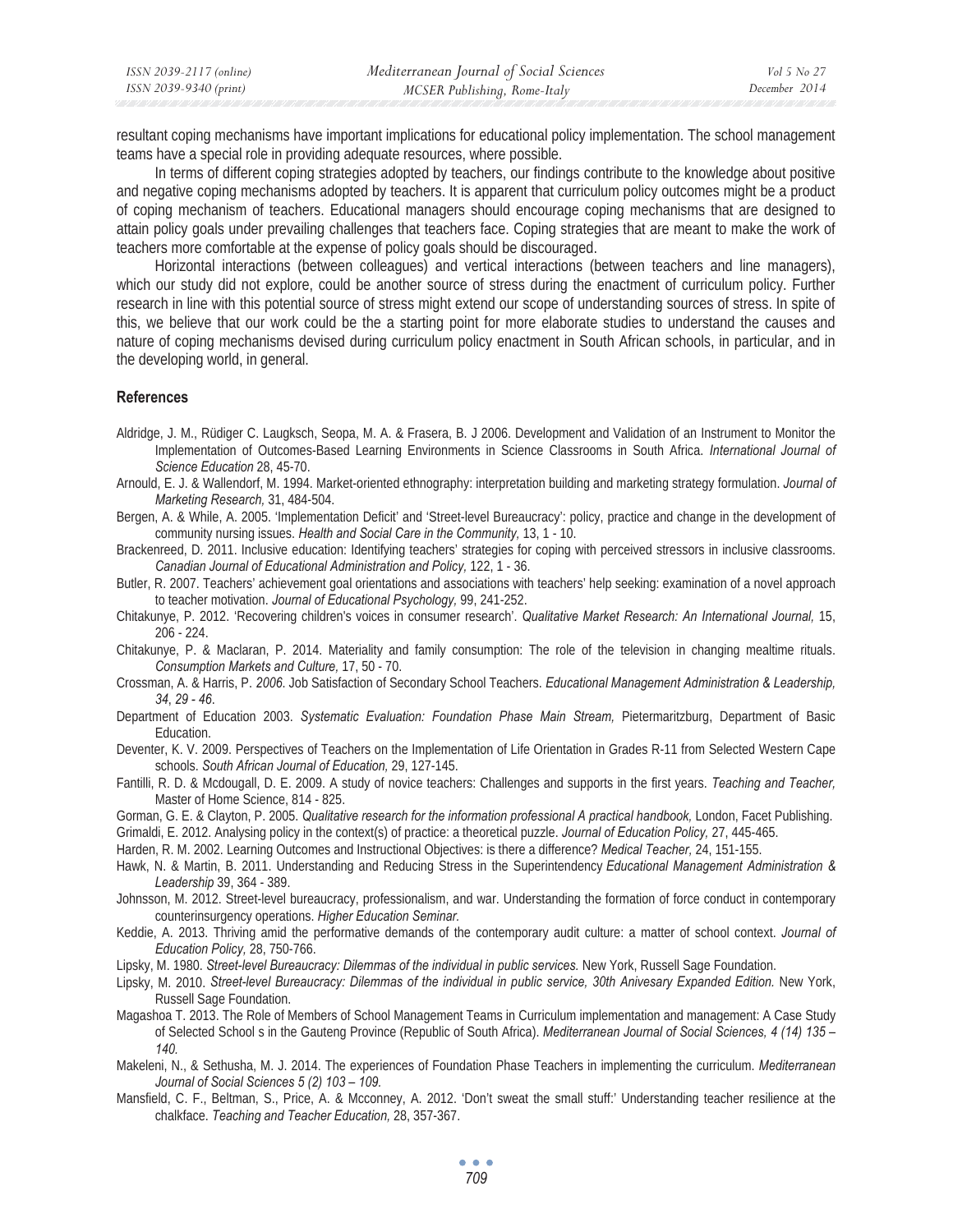resultant coping mechanisms have important implications for educational policy implementation. The school management teams have a special role in providing adequate resources, where possible.

In terms of different coping strategies adopted by teachers, our findings contribute to the knowledge about positive and negative coping mechanisms adopted by teachers. It is apparent that curriculum policy outcomes might be a product of coping mechanism of teachers. Educational managers should encourage coping mechanisms that are designed to attain policy goals under prevailing challenges that teachers face. Coping strategies that are meant to make the work of teachers more comfortable at the expense of policy goals should be discouraged.

Horizontal interactions (between colleagues) and vertical interactions (between teachers and line managers), which our study did not explore, could be another source of stress during the enactment of curriculum policy. Further research in line with this potential source of stress might extend our scope of understanding sources of stress. In spite of this, we believe that our work could be the a starting point for more elaborate studies to understand the causes and nature of coping mechanisms devised during curriculum policy enactment in South African schools, in particular, and in the developing world, in general.

## References

Aldridge, J. M., Rüdiger C. Laugksch, Seopa, M. A. & Frasera, B. J 2006. Development and Validation of an Instrument to Monitor the Implementation of Outcomes-Based Learning Environments in Science Classrooms in South Africa. *International Journal of Science Education* 28, 45-70.

Arnould, E. J. & Wallendorf, M. 1994. Market-oriented ethnography: interpretation building and marketing strategy formulation. *Journal of Marketing Research,* 31, 484-504.

Bergen, A. & While, A. 2005. 'Implementation Deficit' and 'Street-level Bureaucracy': policy, practice and change in the development of community nursing issues. *Health and Social Care in the Community,* 13, 1 - 10.

Brackenreed, D. 2011. Inclusive education: Identifying teachers' strategies for coping with perceived stressors in inclusive classrooms. *Canadian Journal of Educational Administration and Policy,* 122, 1 - 36.

Butler, R. 2007. Teachers' achievement goal orientations and associations with teachers' help seeking: examination of a novel approach to teacher motivation. *Journal of Educational Psychology,* 99, 241-252.

Chitakunye, P. 2012. 'Recovering children's voices in consumer research'. *Qualitative Market Research: An International Journal,* 15, 206 - 224.

Chitakunye, P. & Maclaran, P. 2014. Materiality and family consumption: The role of the television in changing mealtime rituals. *Consumption Markets and Culture,* 17, 50 - 70.

Crossman, A. & Harris, P. *2006*. Job Satisfaction of Secondary School Teachers. *Educational Management Administration & Leadership, 34*, *29 - 46*.

Department of Education 2003. *Systematic Evaluation: Foundation Phase Main Stream,* Pietermaritzburg, Department of Basic Education.

Deventer, K. V. 2009. Perspectives of Teachers on the Implementation of Life Orientation in Grades R-11 from Selected Western Cape schools. *South African Journal of Education,* 29, 127-145.

Fantilli, R. D. & Mcdougall, D. E. 2009. A study of novice teachers: Challenges and supports in the first years. *Teaching and Teacher,* Master of Home Science, 814 - 825.

Gorman, G. E. & Clayton, P. 2005. *Qualitative research for the information professional A practical handbook,* London, Facet Publishing.

Grimaldi, E. 2012. Analysing policy in the context(s) of practice: a theoretical puzzle. *Journal of Education Policy,* 27, 445-465.

Harden, R. M. 2002. Learning Outcomes and Instructional Objectives: is there a difference? *Medical Teacher,* 24, 151-155.

Hawk, N. & Martin, B. 2011. Understanding and Reducing Stress in the Superintendency *Educational Management Administration & Leadership* 39, 364 - 389.

Johnsson, M. 2012. Street-level bureaucracy, professionalism, and war. Understanding the formation of force conduct in contemporary counterinsurgency operations. *Higher Education Seminar.*

Keddie, A. 2013. Thriving amid the performative demands of the contemporary audit culture: a matter of school context. *Journal of Education Policy,* 28, 750-766.

Lipsky, M. 1980. *Street-level Bureaucracy: Dilemmas of the individual in public services.* New York, Russell Sage Foundation.

Lipsky, M. 2010. *Street-level Bureaucracy: Dilemmas of the individual in public service, 30th Anivesary Expanded Edition.* New York, Russell Sage Foundation.

Magashoa T. 2013. The Role of Members of School Management Teams in Curriculum implementation and management: A Case Study of Selected School s in the Gauteng Province (Republic of South Africa). *Mediterranean Journal of Social Sciences, 4 (14) 135 – 140.*

Makeleni, N., & Sethusha, M. J. 2014. The experiences of Foundation Phase Teachers in implementing the curriculum. *Mediterranean Journal of Social Sciences 5 (2) 103 – 109.*

Mansfield, C. F., Beltman, S., Price, A. & Mcconney, A. 2012. 'Don't sweat the small stuff:' Understanding teacher resilience at the chalkface. *Teaching and Teacher Education,* 28, 357-367.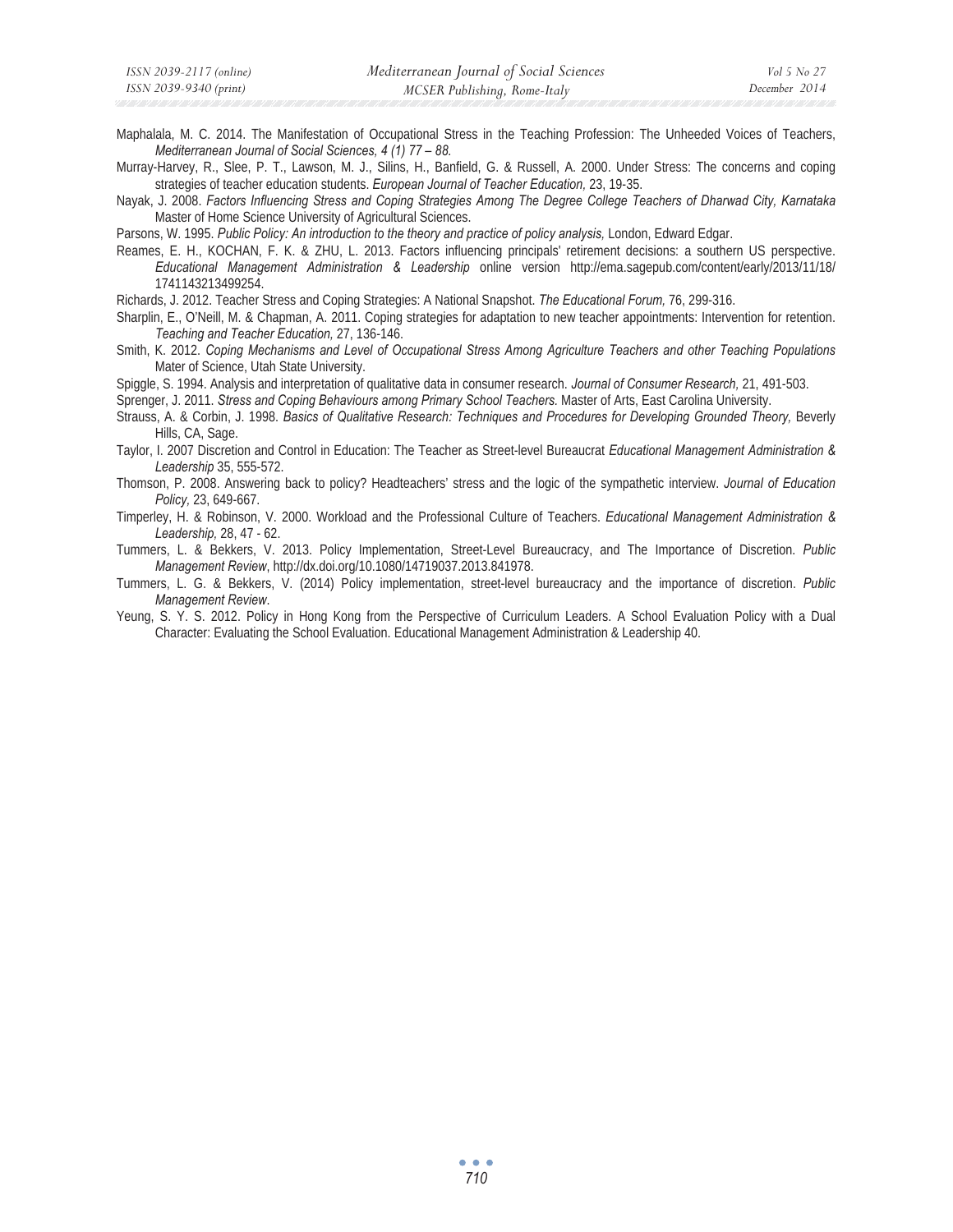Maphalala, M. C. 2014. The Manifestation of Occupational Stress in the Teaching Profession: The Unheeded Voices of Teachers, *Mediterranean Journal of Social Sciences, 4 (1) 77 – 88.*

Murray-Harvey, R., Slee, P. T., Lawson, M. J., Silins, H., Banfield, G. & Russell, A. 2000. Under Stress: The concerns and coping strategies of teacher education students. *European Journal of Teacher Education,* 23, 19-35.

Nayak, J. 2008. *Factors Influencing Stress and Coping Strategies Among The Degree College Teachers of Dharwad City, Karnataka* Master of Home Science University of Agricultural Sciences.

Parsons, W. 1995. *Public Policy: An introduction to the theory and practice of policy analysis,* London, Edward Edgar.

Reames, E. H., KOCHAN, F. K. & ZHU, L. 2013. Factors influencing principals' retirement decisions: a southern US perspective. *Educational Management Administration & Leadership* online version http://ema.sagepub.com/content/early/2013/11/18/1741143213499254.

Richards, J. 2012. Teacher Stress and Coping Strategies: A National Snapshot. *The Educational Forum,* 76, 299-316.

Sharplin, E., O'Neill, M. & Chapman, A. 2011. Coping strategies for adaptation to new teacher appointments: Intervention for retention. *Teaching and Teacher Education,* 27, 136-146.

Smith, K. 2012. *Coping Mechanisms and Level of Occupational Stress Among Agriculture Teachers and other Teaching Populations* Mater of Science, Utah State University.

Spiggle, S. 1994. Analysis and interpretation of qualitative data in consumer research. *Journal of Consumer Research,* 21, 491-503.

Sprenger, J. 2011. *Stress and Coping Behaviours among Primary School Teachers.* Master of Arts, East Carolina University.

Strauss, A. & Corbin, J. 1998. *Basics of Qualitative Research: Techniques and Procedures for Developing Grounded Theory,* Beverly Hills, CA, Sage.

Taylor, I. 2007 Discretion and Control in Education: The Teacher as Street-level Bureaucrat *Educational Management Administration & Leadership* 35, 555-572.

Thomson, P. 2008. Answering back to policy? Headteachers' stress and the logic of the sympathetic interview. *Journal of Education Policy,* 23, 649-667.

Timperley, H. & Robinson, V. 2000. Workload and the Professional Culture of Teachers. *Educational Management Administration & Leadership,* 28, 47 - 62.

Tummers, L. & Bekkers, V. 2013. Policy Implementation, Street-Level Bureaucracy, and The Importance of Discretion. *Public Management Review*, http://dx.doi.org/10.1080/14719037.2013.841978.

Tummers, L. G. & Bekkers, V. (2014) Policy implementation, street-level bureaucracy and the importance of discretion. *Public Management Review*.

Yeung, S. Y. S. 2012. Policy in Hong Kong from the Perspective of Curriculum Leaders. A School Evaluation Policy with a Dual Character: Evaluating the School Evaluation. Educational Management Administration & Leadership 40.